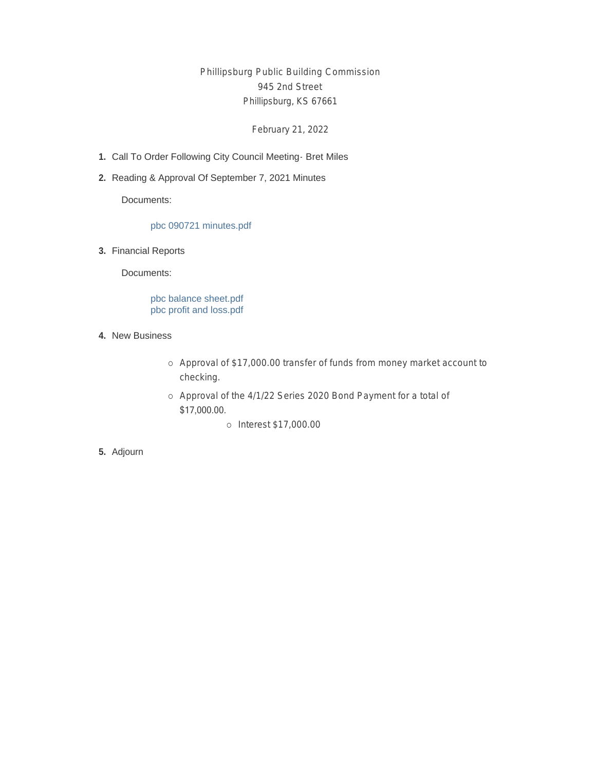Phillipsburg Public Building Commission
945 2nd Street
Phillipsburg, KS 67661

February 21, 2022

1. Call To Order Following City Council Meeting- Bret Miles
2. Reading & Approval Of September 7, 2021 Minutes

   Documents:

   pbc 090721 minutes.pdf

3. Financial Reports

   Documents:

   pbc balance sheet.pdf
   pbc profit and loss.pdf

4. New Business

   - Approval of $17,000.00 transfer of funds from money market account to checking.
   - Approval of the 4/1/22 Series 2020 Bond Payment for a total of $17,000.00.
     - Interest $17,000.00

5. Adjourn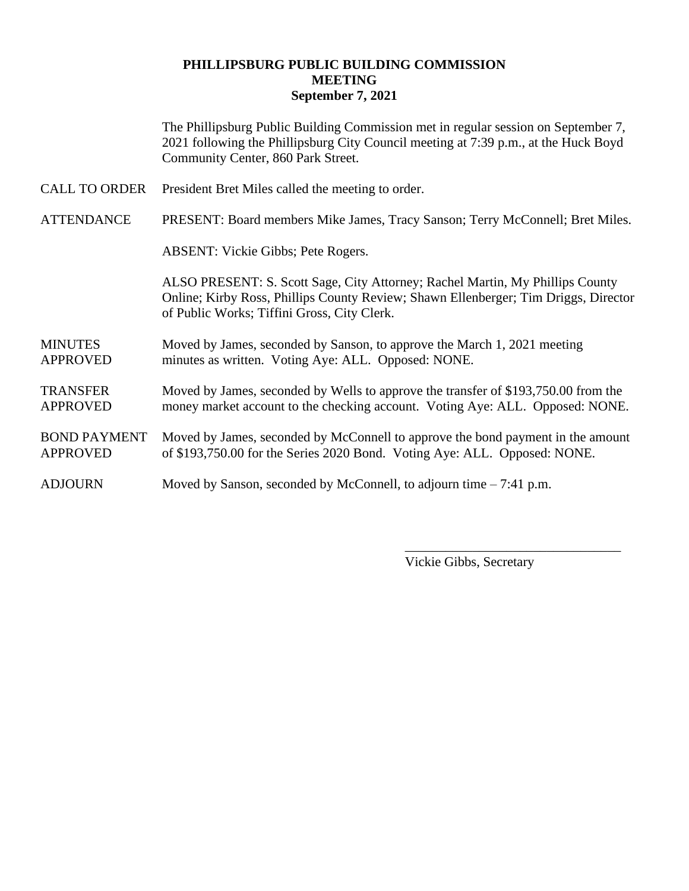**PHILLIPSBURG PUBLIC BUILDING COMMISSION**
**MEETING**
**September 7, 2021**

The Phillipsburg Public Building Commission met in regular session on September 7, 2021 following the Phillipsburg City Council meeting at 7:39 p.m., at the Huck Boyd Community Center, 860 Park Street.

CALL TO ORDER — President Bret Miles called the meeting to order.

ATTENDANCE — PRESENT: Board members Mike James, Tracy Sanson; Terry McConnell; Bret Miles.

ABSENT: Vickie Gibbs; Pete Rogers.

ALSO PRESENT: S. Scott Sage, City Attorney; Rachel Martin, My Phillips County Online; Kirby Ross, Phillips County Review; Shawn Ellenberger; Tim Driggs, Director of Public Works; Tiffini Gross, City Clerk.

MINUTES APPROVED — Moved by James, seconded by Sanson, to approve the March 1, 2021 meeting minutes as written. Voting Aye: ALL. Opposed: NONE.

TRANSFER APPROVED — Moved by James, seconded by Wells to approve the transfer of $193,750.00 from the money market account to the checking account. Voting Aye: ALL. Opposed: NONE.

BOND PAYMENT APPROVED — Moved by James, seconded by McConnell to approve the bond payment in the amount of $193,750.00 for the Series 2020 Bond. Voting Aye: ALL. Opposed: NONE.

ADJOURN — Moved by Sanson, seconded by McConnell, to adjourn time – 7:41 p.m.

_________________________________
Vickie Gibbs, Secretary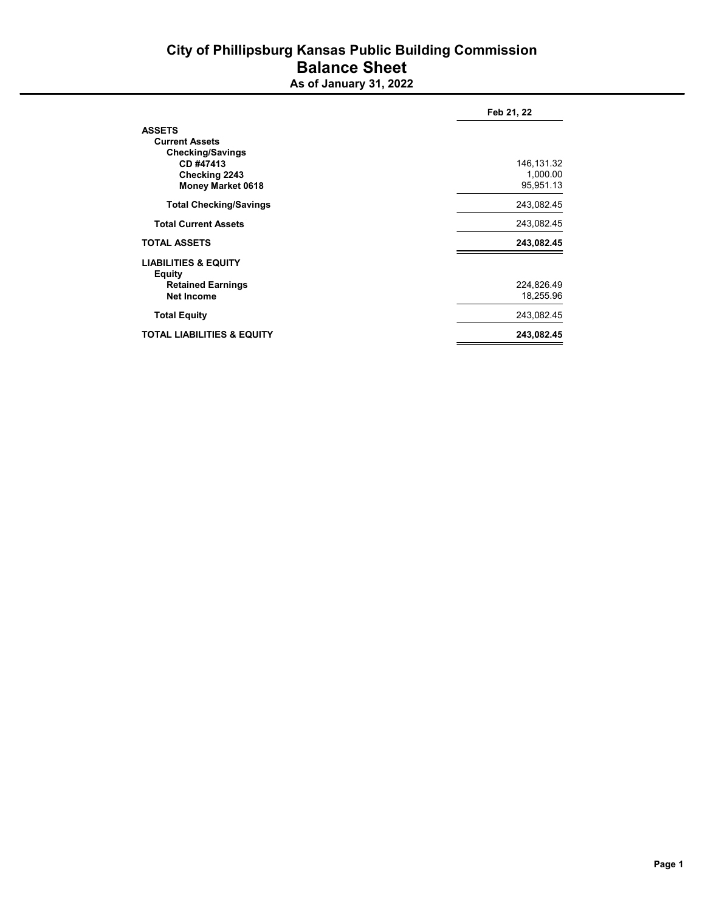# City of Phillipsburg Kansas Public Building Commission

## Balance Sheet

### As of January 31, 2022

| | Feb 21, 22 |
|---|---|
| **ASSETS** | |
| **Current Assets** | |
| **Checking/Savings** | |
| **CD #47413** | 146,131.32 |
| **Checking 2243** | 1,000.00 |
| **Money Market 0618** | 95,951.13 |
| **Total Checking/Savings** | 243,082.45 |
| **Total Current Assets** | 243,082.45 |
| **TOTAL ASSETS** | **243,082.45** |
| **LIABILITIES & EQUITY** | |
| **Equity** | |
| **Retained Earnings** | 224,826.49 |
| **Net Income** | 18,255.96 |
| **Total Equity** | 243,082.45 |
| **TOTAL LIABILITIES & EQUITY** | **243,082.45** |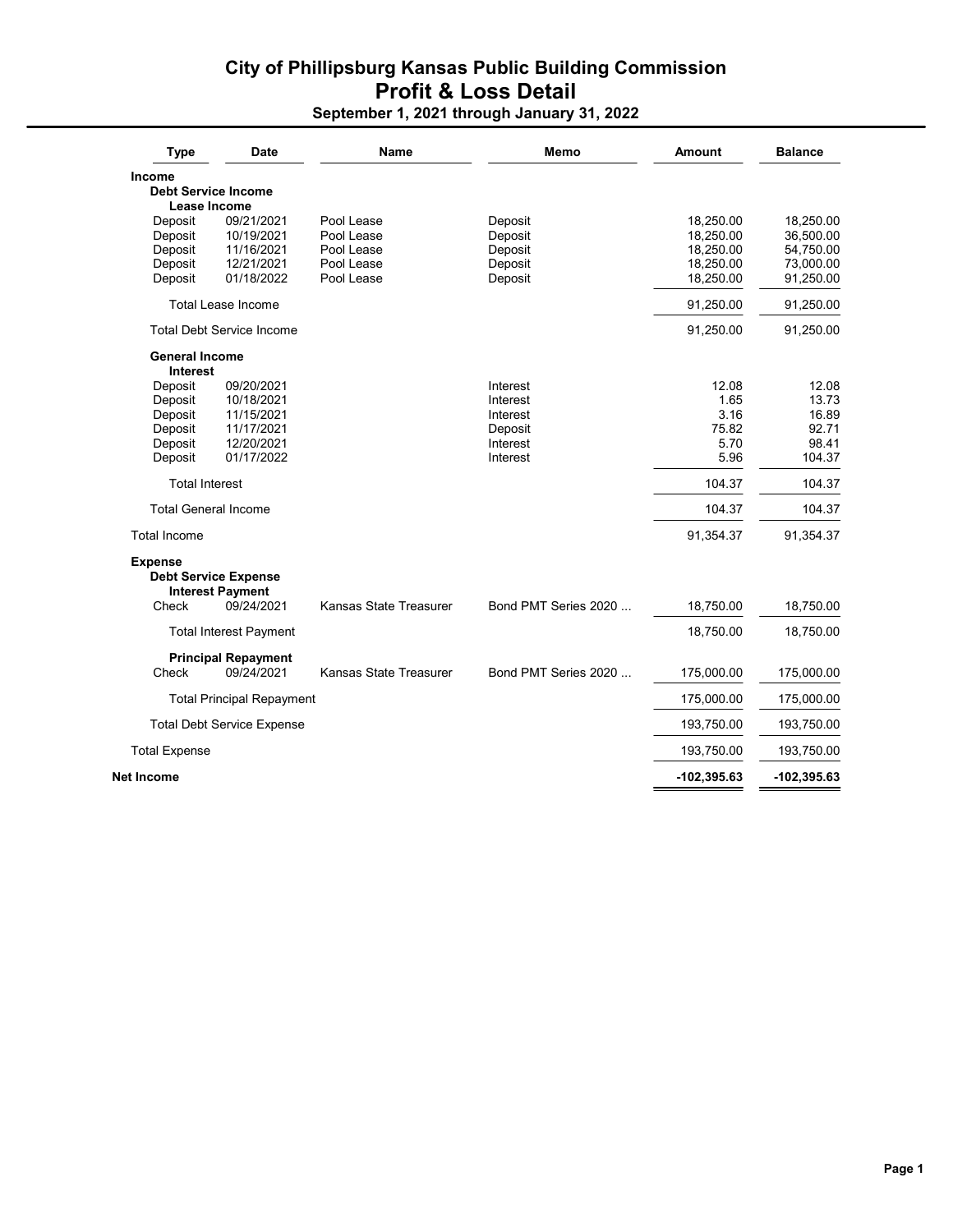# City of Phillipsburg Kansas Public Building Commission
# Profit & Loss Detail
## September 1, 2021 through January 31, 2022

| Type | Date | Name | Memo | Amount | Balance |
|---|---|---|---|---|---|
| **Income** | | | | | |
| **Debt Service Income** | | | | | |
| **Lease Income** | | | | | |
| Deposit | 09/21/2021 | Pool Lease | Deposit | 18,250.00 | 18,250.00 |
| Deposit | 10/19/2021 | Pool Lease | Deposit | 18,250.00 | 36,500.00 |
| Deposit | 11/16/2021 | Pool Lease | Deposit | 18,250.00 | 54,750.00 |
| Deposit | 12/21/2021 | Pool Lease | Deposit | 18,250.00 | 73,000.00 |
| Deposit | 01/18/2022 | Pool Lease | Deposit | 18,250.00 | 91,250.00 |
| Total Lease Income | | | | 91,250.00 | 91,250.00 |
| Total Debt Service Income | | | | 91,250.00 | 91,250.00 |
| **General Income** | | | | | |
| **Interest** | | | | | |
| Deposit | 09/20/2021 | | Interest | 12.08 | 12.08 |
| Deposit | 10/18/2021 | | Interest | 1.65 | 13.73 |
| Deposit | 11/15/2021 | | Interest | 3.16 | 16.89 |
| Deposit | 11/17/2021 | | Deposit | 75.82 | 92.71 |
| Deposit | 12/20/2021 | | Interest | 5.70 | 98.41 |
| Deposit | 01/17/2022 | | Interest | 5.96 | 104.37 |
| Total Interest | | | | 104.37 | 104.37 |
| Total General Income | | | | 104.37 | 104.37 |
| Total Income | | | | 91,354.37 | 91,354.37 |
| **Expense** | | | | | |
| **Debt Service Expense** | | | | | |
| **Interest Payment** | | | | | |
| Check | 09/24/2021 | Kansas State Treasurer | Bond PMT Series 2020 ... | 18,750.00 | 18,750.00 |
| Total Interest Payment | | | | 18,750.00 | 18,750.00 |
| **Principal Repayment** | | | | | |
| Check | 09/24/2021 | Kansas State Treasurer | Bond PMT Series 2020 ... | 175,000.00 | 175,000.00 |
| Total Principal Repayment | | | | 175,000.00 | 175,000.00 |
| Total Debt Service Expense | | | | 193,750.00 | 193,750.00 |
| Total Expense | | | | 193,750.00 | 193,750.00 |
| **Net Income** | | | | **-102,395.63** | **-102,395.63** |